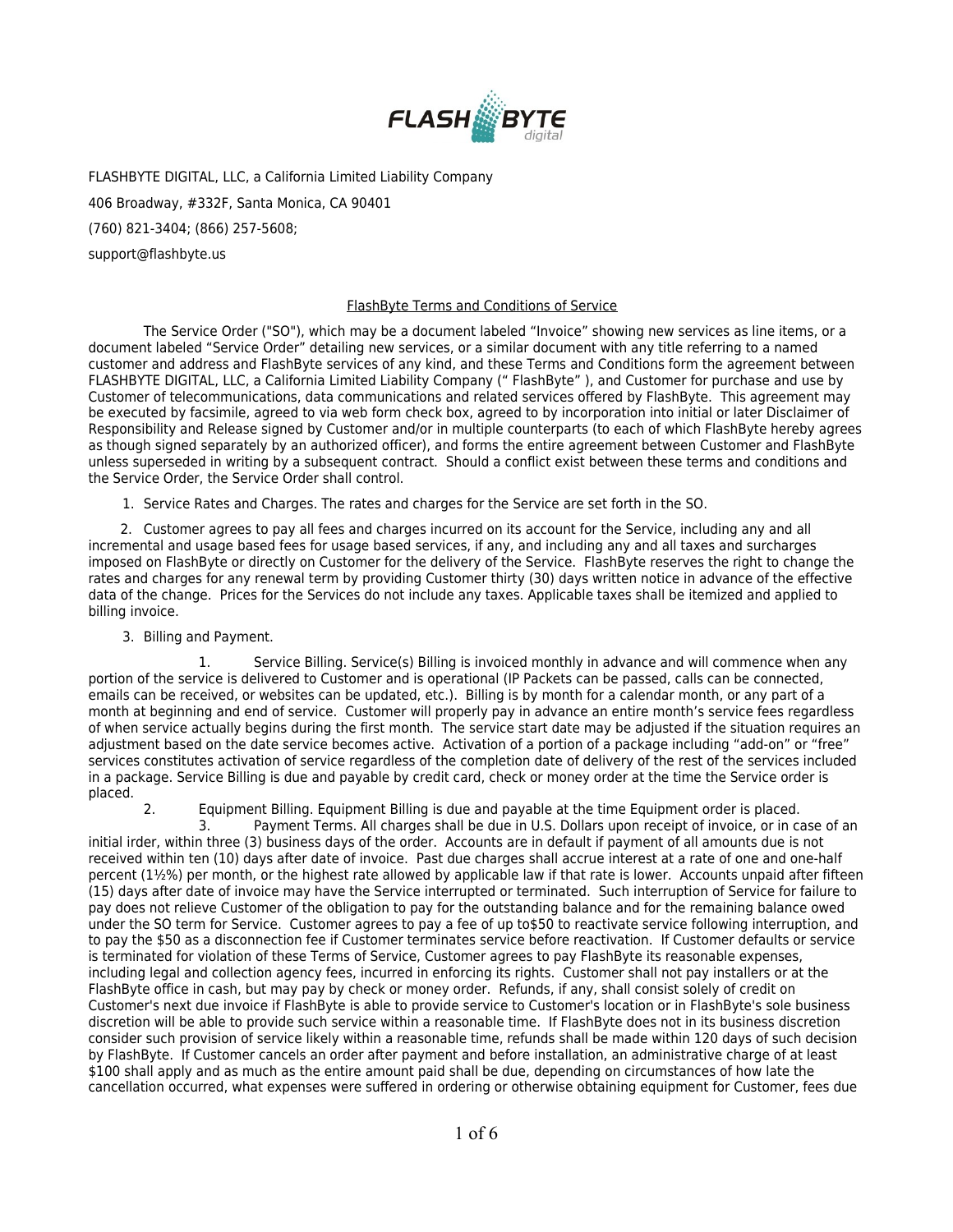FLASHBYTE DIGITAL, LLC, a California Limited Liability Company

406 Broadway, #332F, Santa Monica, CA 90401

(760) 821-3404; (866) 257-5608;

support@flashbyte.us

## FlashByte Terms and Conditions of Service

The Service Order ("SO"), which may be a document labeled “Invoice” showing new services as line items, or a document labeled “Service Order” detailing new services, or a similar document with any title referring to a named customer and address and FlashByte services of any kind, and these Terms and Conditions form the agreement between FLASHBYTE DIGITAL, LLC, a California Limited Liability Company (“ FlashByte” ), and Customer for purchase and use by Customer of telecommunications, data communications and related services offered by FlashByte. This agreement may be executed by facsimile, agreed to via web form check box, agreed to by incorporation into initial or later Disclaimer of Responsibility and Release signed by Customer and/or in multiple counterparts (to each of which FlashByte hereby agrees as though signed separately by an authorized officer), and forms the entire agreement between Customer and FlashByte unless superseded in writing by a subsequent contract. Should a conflict exist between these terms and conditions and the Service Order, the Service Order shall control.

1. Service Rates and Charges. The rates and charges for the Service are set forth in the SO.

2. Customer agrees to pay all fees and charges incurred on its account for the Service, including any and all incremental and usage based fees for usage based services, if any, and including any and all taxes and surcharges imposed on FlashByte or directly on Customer for the delivery of the Service. FlashByte reserves the right to change the rates and charges for any renewal term by providing Customer thirty (30) days written notice in advance of the effective data of the change. Prices for the Services do not include any taxes. Applicable taxes shall be itemized and applied to billing invoice.

3. Billing and Payment.

    1. Service Billing. Service(s) Billing is invoiced monthly in advance and will commence when any portion of the service is delivered to Customer and is operational (IP Packets can be passed, calls can be connected, emails can be received, or websites can be updated, etc.). Billing is by month for a calendar month, or any part of a month at beginning and end of service. Customer will properly pay in advance an entire month’s service fees regardless of when service actually begins during the first month. The service start date may be adjusted if the situation requires an adjustment based on the date service becomes active. Activation of a portion of a package including “add-on” or “free” services constitutes activation of service regardless of the completion date of delivery of the rest of the services included in a package. Service Billing is due and payable by credit card, check or money order at the time the Service order is placed.
    2. Equipment Billing. Equipment Billing is due and payable at the time Equipment order is placed.
    3. Payment Terms. All charges shall be due in U.S. Dollars upon receipt of invoice, or in case of an initial irder, within three (3) business days of the order. Accounts are in default if payment of all amounts due is not received within ten (10) days after date of invoice. Past due charges shall accrue interest at a rate of one and one-half percent (1½%) per month, or the highest rate allowed by applicable law if that rate is lower. Accounts unpaid after fifteen (15) days after date of invoice may have the Service interrupted or terminated. Such interruption of Service for failure to pay does not relieve Customer of the obligation to pay for the outstanding balance and for the remaining balance owed under the SO term for Service. Customer agrees to pay a fee of up to$50 to reactivate service following interruption, and to pay the $50 as a disconnection fee if Customer terminates service before reactivation. If Customer defaults or service is terminated for violation of these Terms of Service, Customer agrees to pay FlashByte its reasonable expenses, including legal and collection agency fees, incurred in enforcing its rights. Customer shall not pay installers or at the FlashByte office in cash, but may pay by check or money order. Refunds, if any, shall consist solely of credit on Customer's next due invoice if FlashByte is able to provide service to Customer's location or in FlashByte's sole business discretion will be able to provide such service within a reasonable time. If FlashByte does not in its business discretion consider such provision of service likely within a reasonable time, refunds shall be made within 120 days of such decision by FlashByte. If Customer cancels an order after payment and before installation, an administrative charge of at least $100 shall apply and as much as the entire amount paid shall be due, depending on circumstances of how late the cancellation occurred, what expenses were suffered in ordering or otherwise obtaining equipment for Customer, fees due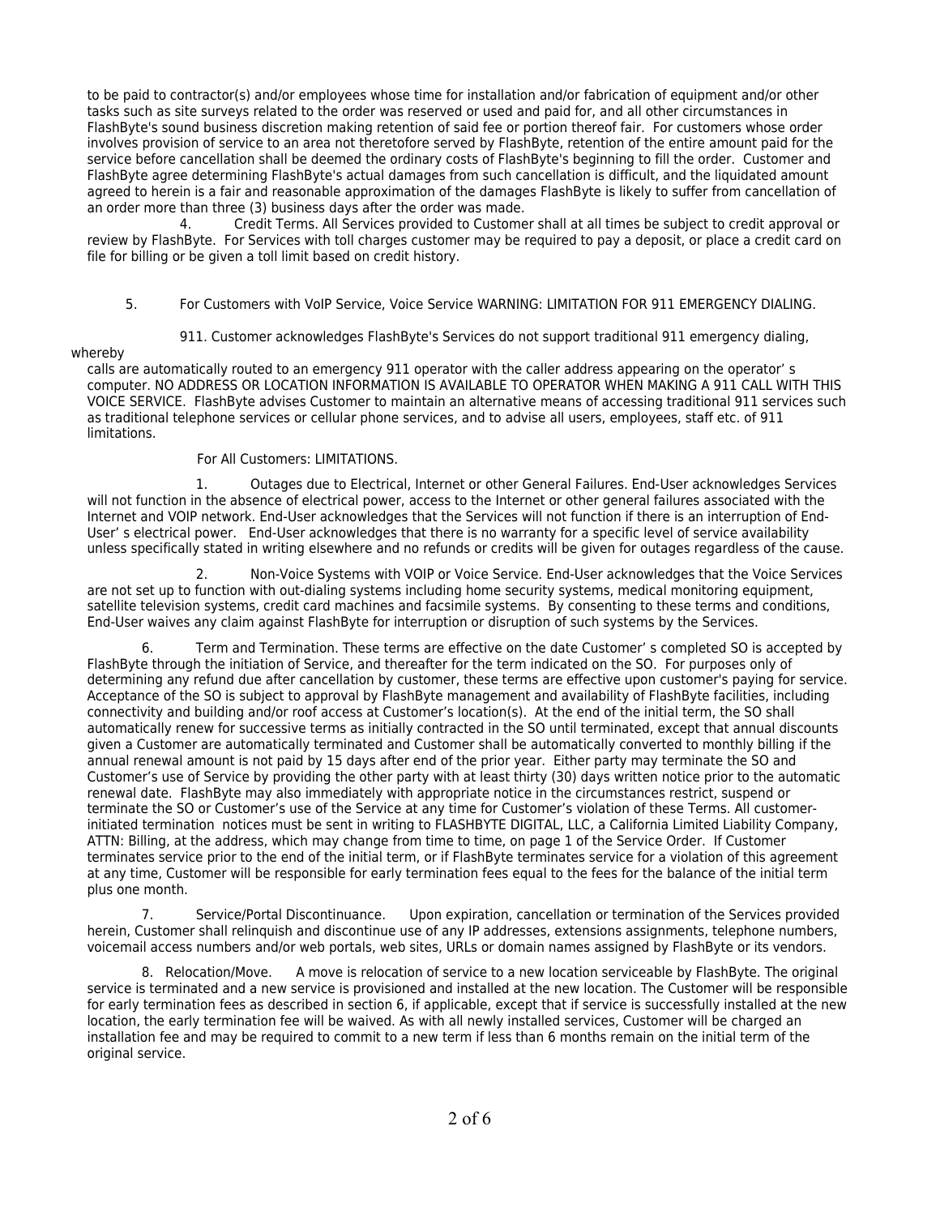to be paid to contractor(s) and/or employees whose time for installation and/or fabrication of equipment and/or other tasks such as site surveys related to the order was reserved or used and paid for, and all other circumstances in FlashByte's sound business discretion making retention of said fee or portion thereof fair. For customers whose order involves provision of service to an area not theretofore served by FlashByte, retention of the entire amount paid for the service before cancellation shall be deemed the ordinary costs of FlashByte's beginning to fill the order. Customer and FlashByte agree determining FlashByte's actual damages from such cancellation is difficult, and the liquidated amount agreed to herein is a fair and reasonable approximation of the damages FlashByte is likely to suffer from cancellation of an order more than three (3) business days after the order was made.

4. Credit Terms. All Services provided to Customer shall at all times be subject to credit approval or review by FlashByte. For Services with toll charges customer may be required to pay a deposit, or place a credit card on file for billing or be given a toll limit based on credit history.

5. For Customers with VoIP Service, Voice Service WARNING: LIMITATION FOR 911 EMERGENCY DIALING.

911. Customer acknowledges FlashByte's Services do not support traditional 911 emergency dialing, whereby calls are automatically routed to an emergency 911 operator with the caller address appearing on the operator's computer. NO ADDRESS OR LOCATION INFORMATION IS AVAILABLE TO OPERATOR WHEN MAKING A 911 CALL WITH THIS VOICE SERVICE. FlashByte advises Customer to maintain an alternative means of accessing traditional 911 services such as traditional telephone services or cellular phone services, and to advise all users, employees, staff etc. of 911 limitations.

For All Customers: LIMITATIONS.

1. Outages due to Electrical, Internet or other General Failures. End-User acknowledges Services will not function in the absence of electrical power, access to the Internet or other general failures associated with the Internet and VOIP network. End-User acknowledges that the Services will not function if there is an interruption of End-User's electrical power. End-User acknowledges that there is no warranty for a specific level of service availability unless specifically stated in writing elsewhere and no refunds or credits will be given for outages regardless of the cause.

2. Non-Voice Systems with VOIP or Voice Service. End-User acknowledges that the Voice Services are not set up to function with out-dialing systems including home security systems, medical monitoring equipment, satellite television systems, credit card machines and facsimile systems. By consenting to these terms and conditions, End-User waives any claim against FlashByte for interruption or disruption of such systems by the Services.

6. Term and Termination. These terms are effective on the date Customer's completed SO is accepted by FlashByte through the initiation of Service, and thereafter for the term indicated on the SO. For purposes only of determining any refund due after cancellation by customer, these terms are effective upon customer's paying for service. Acceptance of the SO is subject to approval by FlashByte management and availability of FlashByte facilities, including connectivity and building and/or roof access at Customer's location(s). At the end of the initial term, the SO shall automatically renew for successive terms as initially contracted in the SO until terminated, except that annual discounts given a Customer are automatically terminated and Customer shall be automatically converted to monthly billing if the annual renewal amount is not paid by 15 days after end of the prior year. Either party may terminate the SO and Customer's use of Service by providing the other party with at least thirty (30) days written notice prior to the automatic renewal date. FlashByte may also immediately with appropriate notice in the circumstances restrict, suspend or terminate the SO or Customer's use of the Service at any time for Customer's violation of these Terms. All customer-initiated termination notices must be sent in writing to FLASHBYTE DIGITAL, LLC, a California Limited Liability Company, ATTN: Billing, at the address, which may change from time to time, on page 1 of the Service Order. If Customer terminates service prior to the end of the initial term, or if FlashByte terminates service for a violation of this agreement at any time, Customer will be responsible for early termination fees equal to the fees for the balance of the initial term plus one month.

7. Service/Portal Discontinuance. Upon expiration, cancellation or termination of the Services provided herein, Customer shall relinquish and discontinue use of any IP addresses, extensions assignments, telephone numbers, voicemail access numbers and/or web portals, web sites, URLs or domain names assigned by FlashByte or its vendors.

8. Relocation/Move. A move is relocation of service to a new location serviceable by FlashByte. The original service is terminated and a new service is provisioned and installed at the new location. The Customer will be responsible for early termination fees as described in section 6, if applicable, except that if service is successfully installed at the new location, the early termination fee will be waived. As with all newly installed services, Customer will be charged an installation fee and may be required to commit to a new term if less than 6 months remain on the initial term of the original service.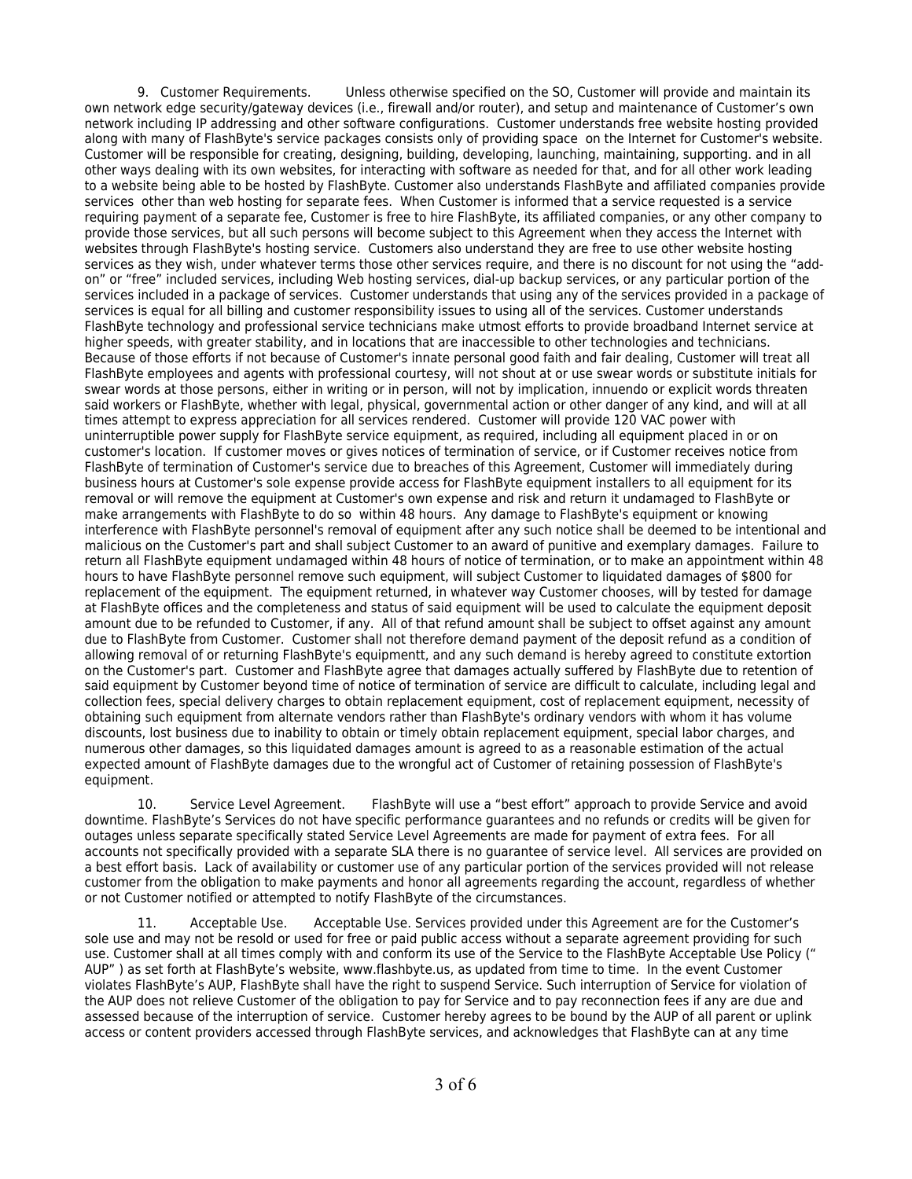9. Customer Requirements. Unless otherwise specified on the SO, Customer will provide and maintain its own network edge security/gateway devices (i.e., firewall and/or router), and setup and maintenance of Customer's own network including IP addressing and other software configurations. Customer understands free website hosting provided along with many of FlashByte's service packages consists only of providing space on the Internet for Customer's website. Customer will be responsible for creating, designing, building, developing, launching, maintaining, supporting. and in all other ways dealing with its own websites, for interacting with software as needed for that, and for all other work leading to a website being able to be hosted by FlashByte. Customer also understands FlashByte and affiliated companies provide services other than web hosting for separate fees. When Customer is informed that a service requested is a service requiring payment of a separate fee, Customer is free to hire FlashByte, its affiliated companies, or any other company to provide those services, but all such persons will become subject to this Agreement when they access the Internet with websites through FlashByte's hosting service. Customers also understand they are free to use other website hosting services as they wish, under whatever terms those other services require, and there is no discount for not using the "add-on" or "free" included services, including Web hosting services, dial-up backup services, or any particular portion of the services included in a package of services. Customer understands that using any of the services provided in a package of services is equal for all billing and customer responsibility issues to using all of the services. Customer understands FlashByte technology and professional service technicians make utmost efforts to provide broadband Internet service at higher speeds, with greater stability, and in locations that are inaccessible to other technologies and technicians. Because of those efforts if not because of Customer's innate personal good faith and fair dealing, Customer will treat all FlashByte employees and agents with professional courtesy, will not shout at or use swear words or substitute initials for swear words at those persons, either in writing or in person, will not by implication, innuendo or explicit words threaten said workers or FlashByte, whether with legal, physical, governmental action or other danger of any kind, and will at all times attempt to express appreciation for all services rendered. Customer will provide 120 VAC power with uninterruptible power supply for FlashByte service equipment, as required, including all equipment placed in or on customer's location. If customer moves or gives notices of termination of service, or if Customer receives notice from FlashByte of termination of Customer's service due to breaches of this Agreement, Customer will immediately during business hours at Customer's sole expense provide access for FlashByte equipment installers to all equipment for its removal or will remove the equipment at Customer's own expense and risk and return it undamaged to FlashByte or make arrangements with FlashByte to do so within 48 hours. Any damage to FlashByte's equipment or knowing interference with FlashByte personnel's removal of equipment after any such notice shall be deemed to be intentional and malicious on the Customer's part and shall subject Customer to an award of punitive and exemplary damages. Failure to return all FlashByte equipment undamaged within 48 hours of notice of termination, or to make an appointment within 48 hours to have FlashByte personnel remove such equipment, will subject Customer to liquidated damages of $800 for replacement of the equipment. The equipment returned, in whatever way Customer chooses, will by tested for damage at FlashByte offices and the completeness and status of said equipment will be used to calculate the equipment deposit amount due to be refunded to Customer, if any. All of that refund amount shall be subject to offset against any amount due to FlashByte from Customer. Customer shall not therefore demand payment of the deposit refund as a condition of allowing removal of or returning FlashByte's equipmentt, and any such demand is hereby agreed to constitute extortion on the Customer's part. Customer and FlashByte agree that damages actually suffered by FlashByte due to retention of said equipment by Customer beyond time of notice of termination of service are difficult to calculate, including legal and collection fees, special delivery charges to obtain replacement equipment, cost of replacement equipment, necessity of obtaining such equipment from alternate vendors rather than FlashByte's ordinary vendors with whom it has volume discounts, lost business due to inability to obtain or timely obtain replacement equipment, special labor charges, and numerous other damages, so this liquidated damages amount is agreed to as a reasonable estimation of the actual expected amount of FlashByte damages due to the wrongful act of Customer of retaining possession of FlashByte's equipment.

10. Service Level Agreement. FlashByte will use a "best effort" approach to provide Service and avoid downtime. FlashByte's Services do not have specific performance guarantees and no refunds or credits will be given for outages unless separate specifically stated Service Level Agreements are made for payment of extra fees. For all accounts not specifically provided with a separate SLA there is no guarantee of service level. All services are provided on a best effort basis. Lack of availability or customer use of any particular portion of the services provided will not release customer from the obligation to make payments and honor all agreements regarding the account, regardless of whether or not Customer notified or attempted to notify FlashByte of the circumstances.

11. Acceptable Use. Acceptable Use. Services provided under this Agreement are for the Customer's sole use and may not be resold or used for free or paid public access without a separate agreement providing for such use. Customer shall at all times comply with and conform its use of the Service to the FlashByte Acceptable Use Policy (" AUP" ) as set forth at FlashByte's website, www.flashbyte.us, as updated from time to time. In the event Customer violates FlashByte's AUP, FlashByte shall have the right to suspend Service. Such interruption of Service for violation of the AUP does not relieve Customer of the obligation to pay for Service and to pay reconnection fees if any are due and assessed because of the interruption of service. Customer hereby agrees to be bound by the AUP of all parent or uplink access or content providers accessed through FlashByte services, and acknowledges that FlashByte can at any time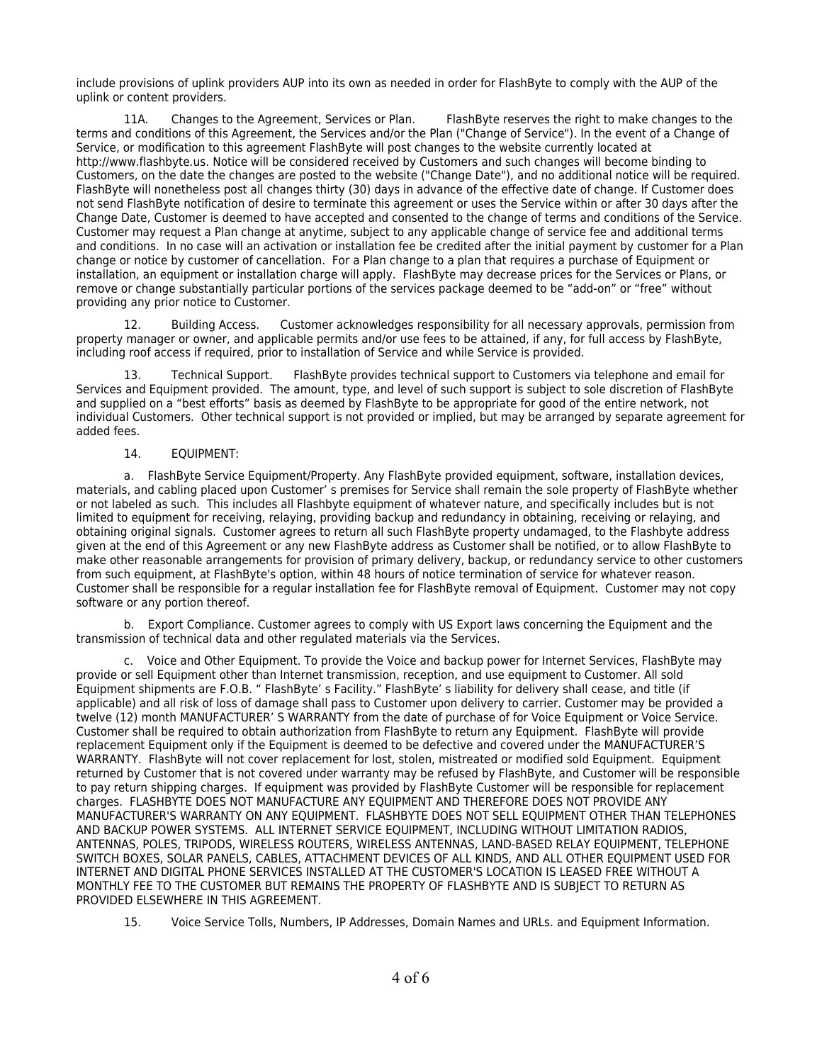include provisions of uplink providers AUP into its own as needed in order for FlashByte to comply with the AUP of the uplink or content providers.

11A. Changes to the Agreement, Services or Plan. FlashByte reserves the right to make changes to the terms and conditions of this Agreement, the Services and/or the Plan ("Change of Service"). In the event of a Change of Service, or modification to this agreement FlashByte will post changes to the website currently located at http://www.flashbyte.us. Notice will be considered received by Customers and such changes will become binding to Customers, on the date the changes are posted to the website ("Change Date"), and no additional notice will be required. FlashByte will nonetheless post all changes thirty (30) days in advance of the effective date of change. If Customer does not send FlashByte notification of desire to terminate this agreement or uses the Service within or after 30 days after the Change Date, Customer is deemed to have accepted and consented to the change of terms and conditions of the Service. Customer may request a Plan change at anytime, subject to any applicable change of service fee and additional terms and conditions. In no case will an activation or installation fee be credited after the initial payment by customer for a Plan change or notice by customer of cancellation. For a Plan change to a plan that requires a purchase of Equipment or installation, an equipment or installation charge will apply. FlashByte may decrease prices for the Services or Plans, or remove or change substantially particular portions of the services package deemed to be “add-on” or “free” without providing any prior notice to Customer.

12. Building Access. Customer acknowledges responsibility for all necessary approvals, permission from property manager or owner, and applicable permits and/or use fees to be attained, if any, for full access by FlashByte, including roof access if required, prior to installation of Service and while Service is provided.

13. Technical Support. FlashByte provides technical support to Customers via telephone and email for Services and Equipment provided. The amount, type, and level of such support is subject to sole discretion of FlashByte and supplied on a “best efforts” basis as deemed by FlashByte to be appropriate for good of the entire network, not individual Customers. Other technical support is not provided or implied, but may be arranged by separate agreement for added fees.

14. EQUIPMENT:

a. FlashByte Service Equipment/Property. Any FlashByte provided equipment, software, installation devices, materials, and cabling placed upon Customer’ s premises for Service shall remain the sole property of FlashByte whether or not labeled as such. This includes all Flashbyte equipment of whatever nature, and specifically includes but is not limited to equipment for receiving, relaying, providing backup and redundancy in obtaining, receiving or relaying, and obtaining original signals. Customer agrees to return all such FlashByte property undamaged, to the Flashbyte address given at the end of this Agreement or any new FlashByte address as Customer shall be notified, or to allow FlashByte to make other reasonable arrangements for provision of primary delivery, backup, or redundancy service to other customers from such equipment, at FlashByte's option, within 48 hours of notice termination of service for whatever reason. Customer shall be responsible for a regular installation fee for FlashByte removal of Equipment. Customer may not copy software or any portion thereof.

b. Export Compliance. Customer agrees to comply with US Export laws concerning the Equipment and the transmission of technical data and other regulated materials via the Services.

c. Voice and Other Equipment. To provide the Voice and backup power for Internet Services, FlashByte may provide or sell Equipment other than Internet transmission, reception, and use equipment to Customer. All sold Equipment shipments are F.O.B. “ FlashByte’ s Facility.” FlashByte’ s liability for delivery shall cease, and title (if applicable) and all risk of loss of damage shall pass to Customer upon delivery to carrier. Customer may be provided a twelve (12) month MANUFACTURER’ S WARRANTY from the date of purchase of for Voice Equipment or Voice Service. Customer shall be required to obtain authorization from FlashByte to return any Equipment. FlashByte will provide replacement Equipment only if the Equipment is deemed to be defective and covered under the MANUFACTURER’S WARRANTY. FlashByte will not cover replacement for lost, stolen, mistreated or modified sold Equipment. Equipment returned by Customer that is not covered under warranty may be refused by FlashByte, and Customer will be responsible to pay return shipping charges. If equipment was provided by FlashByte Customer will be responsible for replacement charges. FLASHBYTE DOES NOT MANUFACTURE ANY EQUIPMENT AND THEREFORE DOES NOT PROVIDE ANY MANUFACTURER'S WARRANTY ON ANY EQUIPMENT. FLASHBYTE DOES NOT SELL EQUIPMENT OTHER THAN TELEPHONES AND BACKUP POWER SYSTEMS. ALL INTERNET SERVICE EQUIPMENT, INCLUDING WITHOUT LIMITATION RADIOS, ANTENNAS, POLES, TRIPODS, WIRELESS ROUTERS, WIRELESS ANTENNAS, LAND-BASED RELAY EQUIPMENT, TELEPHONE SWITCH BOXES, SOLAR PANELS, CABLES, ATTACHMENT DEVICES OF ALL KINDS, AND ALL OTHER EQUIPMENT USED FOR INTERNET AND DIGITAL PHONE SERVICES INSTALLED AT THE CUSTOMER'S LOCATION IS LEASED FREE WITHOUT A MONTHLY FEE TO THE CUSTOMER BUT REMAINS THE PROPERTY OF FLASHBYTE AND IS SUBJECT TO RETURN AS PROVIDED ELSEWHERE IN THIS AGREEMENT.

15. Voice Service Tolls, Numbers, IP Addresses, Domain Names and URLs. and Equipment Information.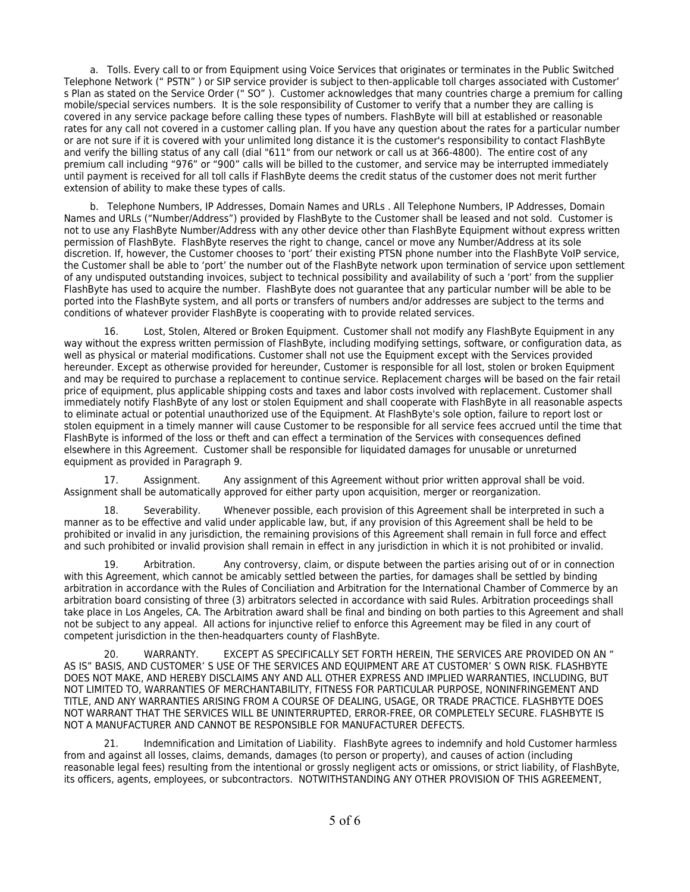a. Tolls. Every call to or from Equipment using Voice Services that originates or terminates in the Public Switched Telephone Network (" PSTN" ) or SIP service provider is subject to then-applicable toll charges associated with Customer' s Plan as stated on the Service Order (" SO" ). Customer acknowledges that many countries charge a premium for calling mobile/special services numbers. It is the sole responsibility of Customer to verify that a number they are calling is covered in any service package before calling these types of numbers. FlashByte will bill at established or reasonable rates for any call not covered in a customer calling plan. If you have any question about the rates for a particular number or are not sure if it is covered with your unlimited long distance it is the customer's responsibility to contact FlashByte and verify the billing status of any call (dial "611" from our network or call us at 366-4800). The entire cost of any premium call including "976" or "900" calls will be billed to the customer, and service may be interrupted immediately until payment is received for all toll calls if FlashByte deems the credit status of the customer does not merit further extension of ability to make these types of calls.

b. Telephone Numbers, IP Addresses, Domain Names and URLs . All Telephone Numbers, IP Addresses, Domain Names and URLs ("Number/Address") provided by FlashByte to the Customer shall be leased and not sold. Customer is not to use any FlashByte Number/Address with any other device other than FlashByte Equipment without express written permission of FlashByte. FlashByte reserves the right to change, cancel or move any Number/Address at its sole discretion. If, however, the Customer chooses to 'port' their existing PTSN phone number into the FlashByte VoIP service, the Customer shall be able to 'port' the number out of the FlashByte network upon termination of service upon settlement of any undisputed outstanding invoices, subject to technical possibility and availability of such a 'port' from the supplier FlashByte has used to acquire the number. FlashByte does not guarantee that any particular number will be able to be ported into the FlashByte system, and all ports or transfers of numbers and/or addresses are subject to the terms and conditions of whatever provider FlashByte is cooperating with to provide related services.

16. Lost, Stolen, Altered or Broken Equipment. Customer shall not modify any FlashByte Equipment in any way without the express written permission of FlashByte, including modifying settings, software, or configuration data, as well as physical or material modifications. Customer shall not use the Equipment except with the Services provided hereunder. Except as otherwise provided for hereunder, Customer is responsible for all lost, stolen or broken Equipment and may be required to purchase a replacement to continue service. Replacement charges will be based on the fair retail price of equipment, plus applicable shipping costs and taxes and labor costs involved with replacement. Customer shall immediately notify FlashByte of any lost or stolen Equipment and shall cooperate with FlashByte in all reasonable aspects to eliminate actual or potential unauthorized use of the Equipment. At FlashByte's sole option, failure to report lost or stolen equipment in a timely manner will cause Customer to be responsible for all service fees accrued until the time that FlashByte is informed of the loss or theft and can effect a termination of the Services with consequences defined elsewhere in this Agreement. Customer shall be responsible for liquidated damages for unusable or unreturned equipment as provided in Paragraph 9.

17. Assignment. Any assignment of this Agreement without prior written approval shall be void. Assignment shall be automatically approved for either party upon acquisition, merger or reorganization.

18. Severability. Whenever possible, each provision of this Agreement shall be interpreted in such a manner as to be effective and valid under applicable law, but, if any provision of this Agreement shall be held to be prohibited or invalid in any jurisdiction, the remaining provisions of this Agreement shall remain in full force and effect and such prohibited or invalid provision shall remain in effect in any jurisdiction in which it is not prohibited or invalid.

19. Arbitration. Any controversy, claim, or dispute between the parties arising out of or in connection with this Agreement, which cannot be amicably settled between the parties, for damages shall be settled by binding arbitration in accordance with the Rules of Conciliation and Arbitration for the International Chamber of Commerce by an arbitration board consisting of three (3) arbitrators selected in accordance with said Rules. Arbitration proceedings shall take place in Los Angeles, CA. The Arbitration award shall be final and binding on both parties to this Agreement and shall not be subject to any appeal. All actions for injunctive relief to enforce this Agreement may be filed in any court of competent jurisdiction in the then-headquarters county of FlashByte.

20. WARRANTY. EXCEPT AS SPECIFICALLY SET FORTH HEREIN, THE SERVICES ARE PROVIDED ON AN " AS IS" BASIS, AND CUSTOMER' S USE OF THE SERVICES AND EQUIPMENT ARE AT CUSTOMER' S OWN RISK. FLASHBYTE DOES NOT MAKE, AND HEREBY DISCLAIMS ANY AND ALL OTHER EXPRESS AND IMPLIED WARRANTIES, INCLUDING, BUT NOT LIMITED TO, WARRANTIES OF MERCHANTABILITY, FITNESS FOR PARTICULAR PURPOSE, NONINFRINGEMENT AND TITLE, AND ANY WARRANTIES ARISING FROM A COURSE OF DEALING, USAGE, OR TRADE PRACTICE. FLASHBYTE DOES NOT WARRANT THAT THE SERVICES WILL BE UNINTERRUPTED, ERROR-FREE, OR COMPLETELY SECURE. FLASHBYTE IS NOT A MANUFACTURER AND CANNOT BE RESPONSIBLE FOR MANUFACTURER DEFECTS.

21. Indemnification and Limitation of Liability. FlashByte agrees to indemnify and hold Customer harmless from and against all losses, claims, demands, damages (to person or property), and causes of action (including reasonable legal fees) resulting from the intentional or grossly negligent acts or omissions, or strict liability, of FlashByte, its officers, agents, employees, or subcontractors. NOTWITHSTANDING ANY OTHER PROVISION OF THIS AGREEMENT,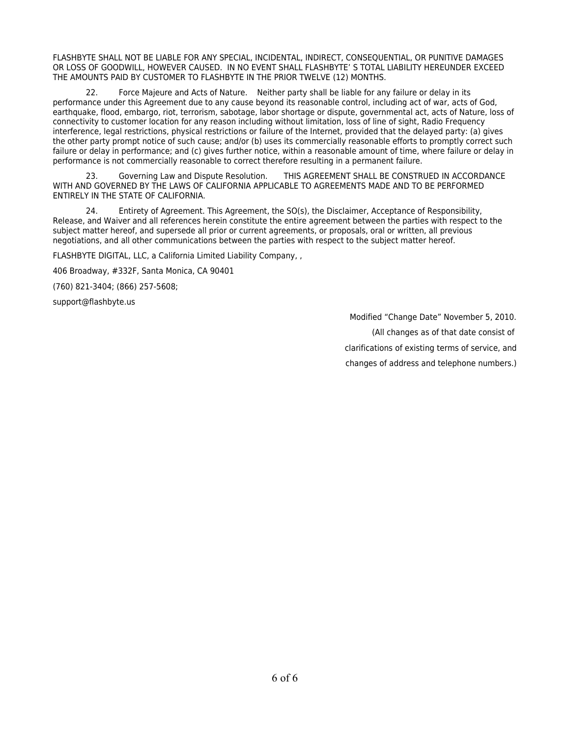FLASHBYTE SHALL NOT BE LIABLE FOR ANY SPECIAL, INCIDENTAL, INDIRECT, CONSEQUENTIAL, OR PUNITIVE DAMAGES OR LOSS OF GOODWILL, HOWEVER CAUSED. IN NO EVENT SHALL FLASHBYTE' S TOTAL LIABILITY HEREUNDER EXCEED THE AMOUNTS PAID BY CUSTOMER TO FLASHBYTE IN THE PRIOR TWELVE (12) MONTHS.

22. Force Majeure and Acts of Nature. Neither party shall be liable for any failure or delay in its performance under this Agreement due to any cause beyond its reasonable control, including act of war, acts of God, earthquake, flood, embargo, riot, terrorism, sabotage, labor shortage or dispute, governmental act, acts of Nature, loss of connectivity to customer location for any reason including without limitation, loss of line of sight, Radio Frequency interference, legal restrictions, physical restrictions or failure of the Internet, provided that the delayed party: (a) gives the other party prompt notice of such cause; and/or (b) uses its commercially reasonable efforts to promptly correct such failure or delay in performance; and (c) gives further notice, within a reasonable amount of time, where failure or delay in performance is not commercially reasonable to correct therefore resulting in a permanent failure.

23. Governing Law and Dispute Resolution. THIS AGREEMENT SHALL BE CONSTRUED IN ACCORDANCE WITH AND GOVERNED BY THE LAWS OF CALIFORNIA APPLICABLE TO AGREEMENTS MADE AND TO BE PERFORMED ENTIRELY IN THE STATE OF CALIFORNIA.

24. Entirety of Agreement. This Agreement, the SO(s), the Disclaimer, Acceptance of Responsibility, Release, and Waiver and all references herein constitute the entire agreement between the parties with respect to the subject matter hereof, and supersede all prior or current agreements, or proposals, oral or written, all previous negotiations, and all other communications between the parties with respect to the subject matter hereof.

FLASHBYTE DIGITAL, LLC, a California Limited Liability Company, ,

406 Broadway, #332F, Santa Monica, CA 90401

(760) 821-3404; (866) 257-5608;

support@flashbyte.us

Modified "Change Date" November 5, 2010.

(All changes as of that date consist of clarifications of existing terms of service, and changes of address and telephone numbers.)